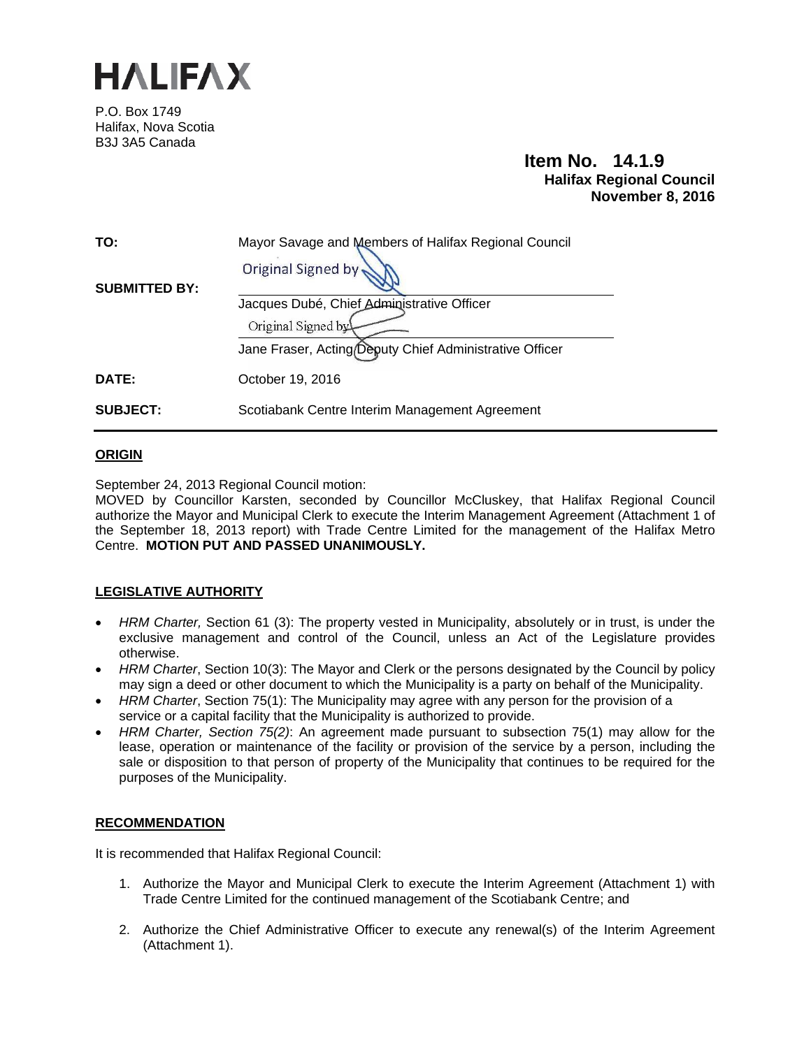# HALIFAX

P.O. Box 1749
Halifax, Nova Scotia
B3J 3A5 Canada

**Item No. 14.1.9**
**Halifax Regional Council**
**November 8, 2016**

| | |
|---|---|
| **TO:** | Mayor Savage and Members of Halifax Regional Council |
| **SUBMITTED BY:** | Original Signed by<br>Jacques Dubé, Chief Administrative Officer<br>Original Signed by<br>Jane Fraser, Acting Deputy Chief Administrative Officer |
| **DATE:** | October 19, 2016 |
| **SUBJECT:** | Scotiabank Centre Interim Management Agreement |

## ORIGIN

September 24, 2013 Regional Council motion:
MOVED by Councillor Karsten, seconded by Councillor McCluskey, that Halifax Regional Council authorize the Mayor and Municipal Clerk to execute the Interim Management Agreement (Attachment 1 of the September 18, 2013 report) with Trade Centre Limited for the management of the Halifax Metro Centre. **MOTION PUT AND PASSED UNANIMOUSLY.**

## LEGISLATIVE AUTHORITY

- *HRM Charter,* Section 61 (3): The property vested in Municipality, absolutely or in trust, is under the exclusive management and control of the Council, unless an Act of the Legislature provides otherwise.
- *HRM Charter*, Section 10(3): The Mayor and Clerk or the persons designated by the Council by policy may sign a deed or other document to which the Municipality is a party on behalf of the Municipality.
- *HRM Charter*, Section 75(1): The Municipality may agree with any person for the provision of a service or a capital facility that the Municipality is authorized to provide.
- *HRM Charter, Section 75(2)*: An agreement made pursuant to subsection 75(1) may allow for the lease, operation or maintenance of the facility or provision of the service by a person, including the sale or disposition to that person of property of the Municipality that continues to be required for the purposes of the Municipality.

## RECOMMENDATION

It is recommended that Halifax Regional Council:

1. Authorize the Mayor and Municipal Clerk to execute the Interim Agreement (Attachment 1) with Trade Centre Limited for the continued management of the Scotiabank Centre; and

2. Authorize the Chief Administrative Officer to execute any renewal(s) of the Interim Agreement (Attachment 1).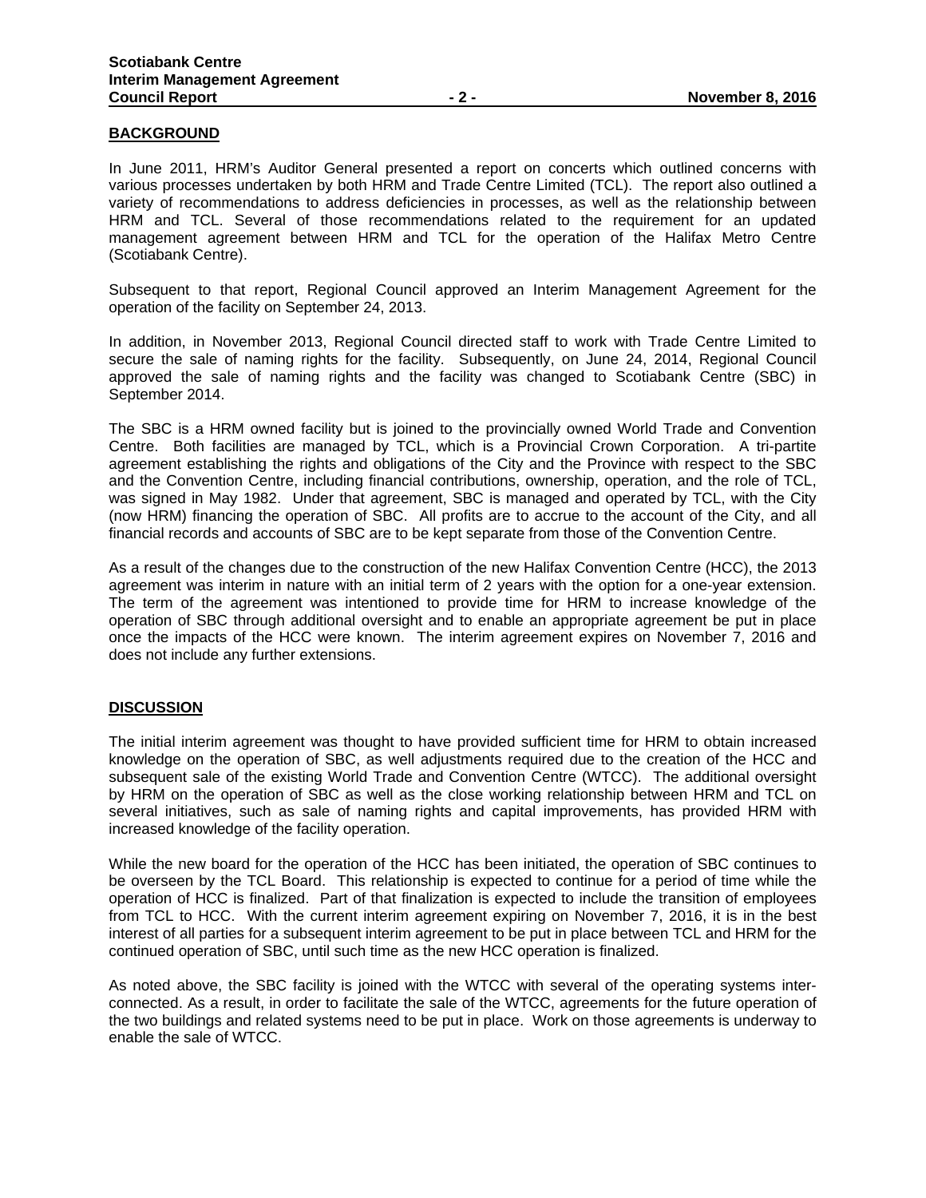## BACKGROUND

In June 2011, HRM's Auditor General presented a report on concerts which outlined concerns with various processes undertaken by both HRM and Trade Centre Limited (TCL). The report also outlined a variety of recommendations to address deficiencies in processes, as well as the relationship between HRM and TCL. Several of those recommendations related to the requirement for an updated management agreement between HRM and TCL for the operation of the Halifax Metro Centre (Scotiabank Centre).

Subsequent to that report, Regional Council approved an Interim Management Agreement for the operation of the facility on September 24, 2013.

In addition, in November 2013, Regional Council directed staff to work with Trade Centre Limited to secure the sale of naming rights for the facility. Subsequently, on June 24, 2014, Regional Council approved the sale of naming rights and the facility was changed to Scotiabank Centre (SBC) in September 2014.

The SBC is a HRM owned facility but is joined to the provincially owned World Trade and Convention Centre. Both facilities are managed by TCL, which is a Provincial Crown Corporation. A tri-partite agreement establishing the rights and obligations of the City and the Province with respect to the SBC and the Convention Centre, including financial contributions, ownership, operation, and the role of TCL, was signed in May 1982. Under that agreement, SBC is managed and operated by TCL, with the City (now HRM) financing the operation of SBC. All profits are to accrue to the account of the City, and all financial records and accounts of SBC are to be kept separate from those of the Convention Centre.

As a result of the changes due to the construction of the new Halifax Convention Centre (HCC), the 2013 agreement was interim in nature with an initial term of 2 years with the option for a one-year extension. The term of the agreement was intentioned to provide time for HRM to increase knowledge of the operation of SBC through additional oversight and to enable an appropriate agreement be put in place once the impacts of the HCC were known. The interim agreement expires on November 7, 2016 and does not include any further extensions.

## DISCUSSION

The initial interim agreement was thought to have provided sufficient time for HRM to obtain increased knowledge on the operation of SBC, as well adjustments required due to the creation of the HCC and subsequent sale of the existing World Trade and Convention Centre (WTCC). The additional oversight by HRM on the operation of SBC as well as the close working relationship between HRM and TCL on several initiatives, such as sale of naming rights and capital improvements, has provided HRM with increased knowledge of the facility operation.

While the new board for the operation of the HCC has been initiated, the operation of SBC continues to be overseen by the TCL Board. This relationship is expected to continue for a period of time while the operation of HCC is finalized. Part of that finalization is expected to include the transition of employees from TCL to HCC. With the current interim agreement expiring on November 7, 2016, it is in the best interest of all parties for a subsequent interim agreement to be put in place between TCL and HRM for the continued operation of SBC, until such time as the new HCC operation is finalized.

As noted above, the SBC facility is joined with the WTCC with several of the operating systems inter-connected. As a result, in order to facilitate the sale of the WTCC, agreements for the future operation of the two buildings and related systems need to be put in place. Work on those agreements is underway to enable the sale of WTCC.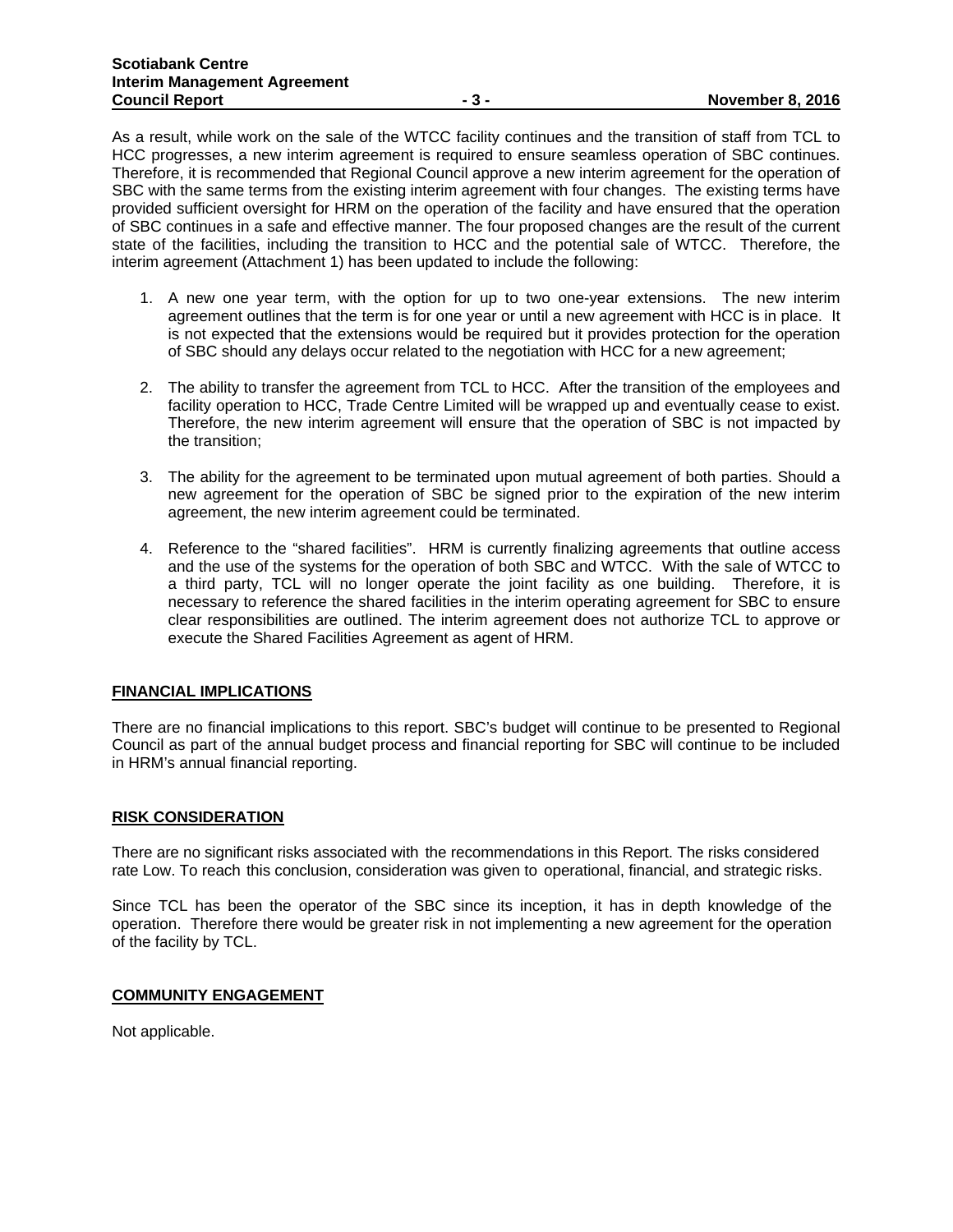As a result, while work on the sale of the WTCC facility continues and the transition of staff from TCL to HCC progresses, a new interim agreement is required to ensure seamless operation of SBC continues. Therefore, it is recommended that Regional Council approve a new interim agreement for the operation of SBC with the same terms from the existing interim agreement with four changes. The existing terms have provided sufficient oversight for HRM on the operation of the facility and have ensured that the operation of SBC continues in a safe and effective manner. The four proposed changes are the result of the current state of the facilities, including the transition to HCC and the potential sale of WTCC. Therefore, the interim agreement (Attachment 1) has been updated to include the following:

1. A new one year term, with the option for up to two one-year extensions. The new interim agreement outlines that the term is for one year or until a new agreement with HCC is in place. It is not expected that the extensions would be required but it provides protection for the operation of SBC should any delays occur related to the negotiation with HCC for a new agreement;

2. The ability to transfer the agreement from TCL to HCC. After the transition of the employees and facility operation to HCC, Trade Centre Limited will be wrapped up and eventually cease to exist. Therefore, the new interim agreement will ensure that the operation of SBC is not impacted by the transition;

3. The ability for the agreement to be terminated upon mutual agreement of both parties. Should a new agreement for the operation of SBC be signed prior to the expiration of the new interim agreement, the new interim agreement could be terminated.

4. Reference to the "shared facilities". HRM is currently finalizing agreements that outline access and the use of the systems for the operation of both SBC and WTCC. With the sale of WTCC to a third party, TCL will no longer operate the joint facility as one building. Therefore, it is necessary to reference the shared facilities in the interim operating agreement for SBC to ensure clear responsibilities are outlined. The interim agreement does not authorize TCL to approve or execute the Shared Facilities Agreement as agent of HRM.

## FINANCIAL IMPLICATIONS

There are no financial implications to this report. SBC's budget will continue to be presented to Regional Council as part of the annual budget process and financial reporting for SBC will continue to be included in HRM's annual financial reporting.

## RISK CONSIDERATION

There are no significant risks associated with the recommendations in this Report. The risks considered rate Low. To reach this conclusion, consideration was given to operational, financial, and strategic risks.

Since TCL has been the operator of the SBC since its inception, it has in depth knowledge of the operation. Therefore there would be greater risk in not implementing a new agreement for the operation of the facility by TCL.

## COMMUNITY ENGAGEMENT

Not applicable.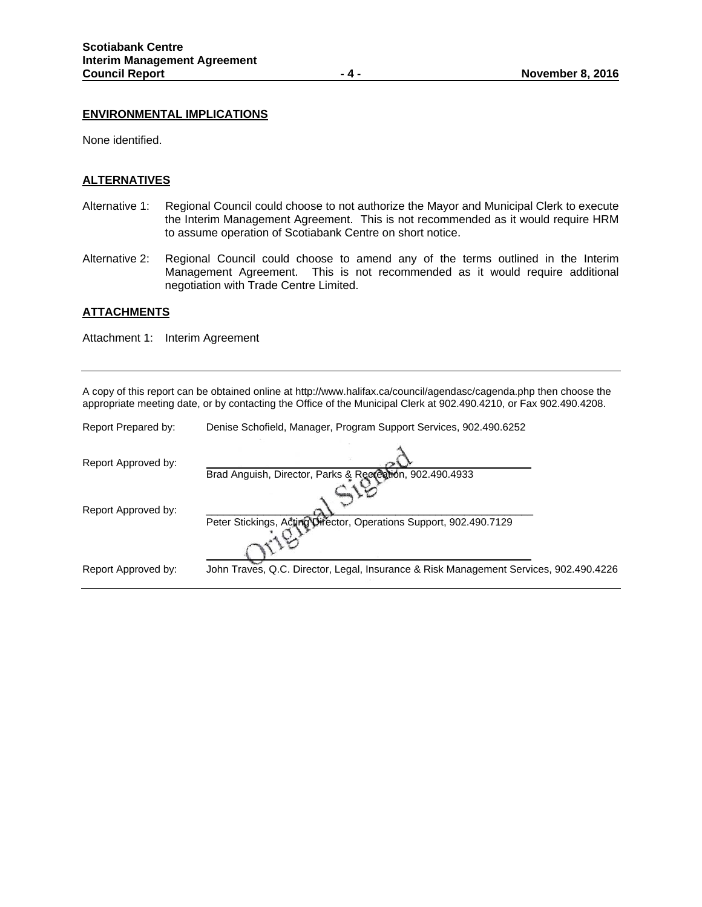## ENVIRONMENTAL IMPLICATIONS

None identified.

## ALTERNATIVES

Alternative 1: Regional Council could choose to not authorize the Mayor and Municipal Clerk to execute the Interim Management Agreement. This is not recommended as it would require HRM to assume operation of Scotiabank Centre on short notice.

Alternative 2: Regional Council could choose to amend any of the terms outlined in the Interim Management Agreement. This is not recommended as it would require additional negotiation with Trade Centre Limited.

## ATTACHMENTS

Attachment 1: Interim Agreement

---

A copy of this report can be obtained online at http://www.halifax.ca/council/agendasc/cagenda.php then choose the appropriate meeting date, or by contacting the Office of the Municipal Clerk at 902.490.4210, or Fax 902.490.4208.

Report Prepared by: Denise Schofield, Manager, Program Support Services, 902.490.6252

Report Approved by: Brad Anguish, Director, Parks & Recreation, 902.490.4933

Report Approved by: Peter Stickings, Acting Director, Operations Support, 902.490.7129

Report Approved by: John Traves, Q.C. Director, Legal, Insurance & Risk Management Services, 902.490.4226

Original Signed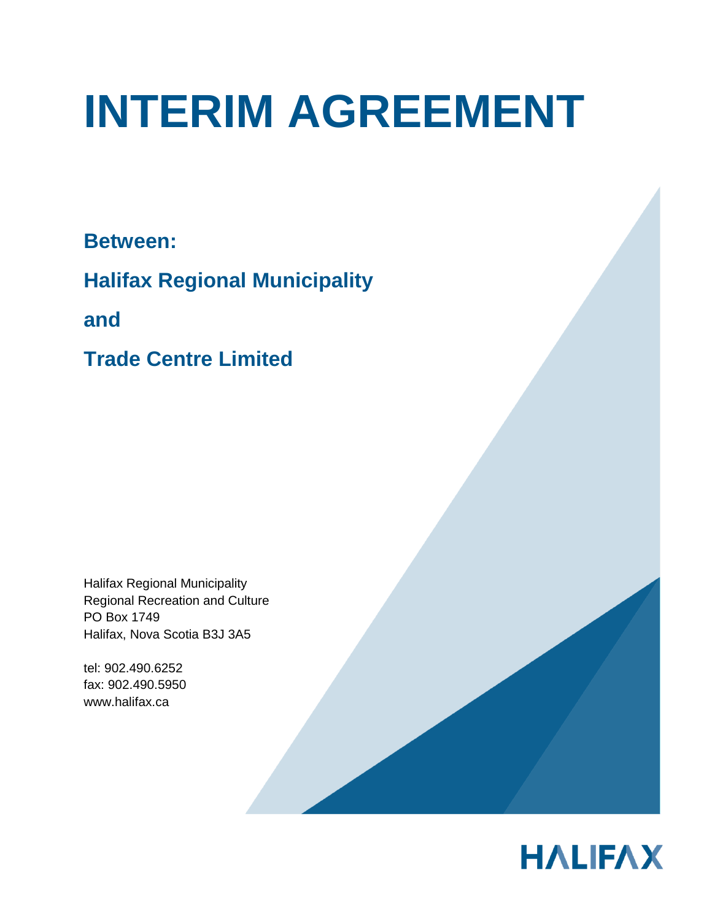# INTERIM AGREEMENT

**Between:**

**Halifax Regional Municipality**

**and**

**Trade Centre Limited**

Halifax Regional Municipality
Regional Recreation and Culture
PO Box 1749
Halifax, Nova Scotia B3J 3A5

tel: 902.490.6252
fax: 902.490.5950
www.halifax.ca

HALIFAX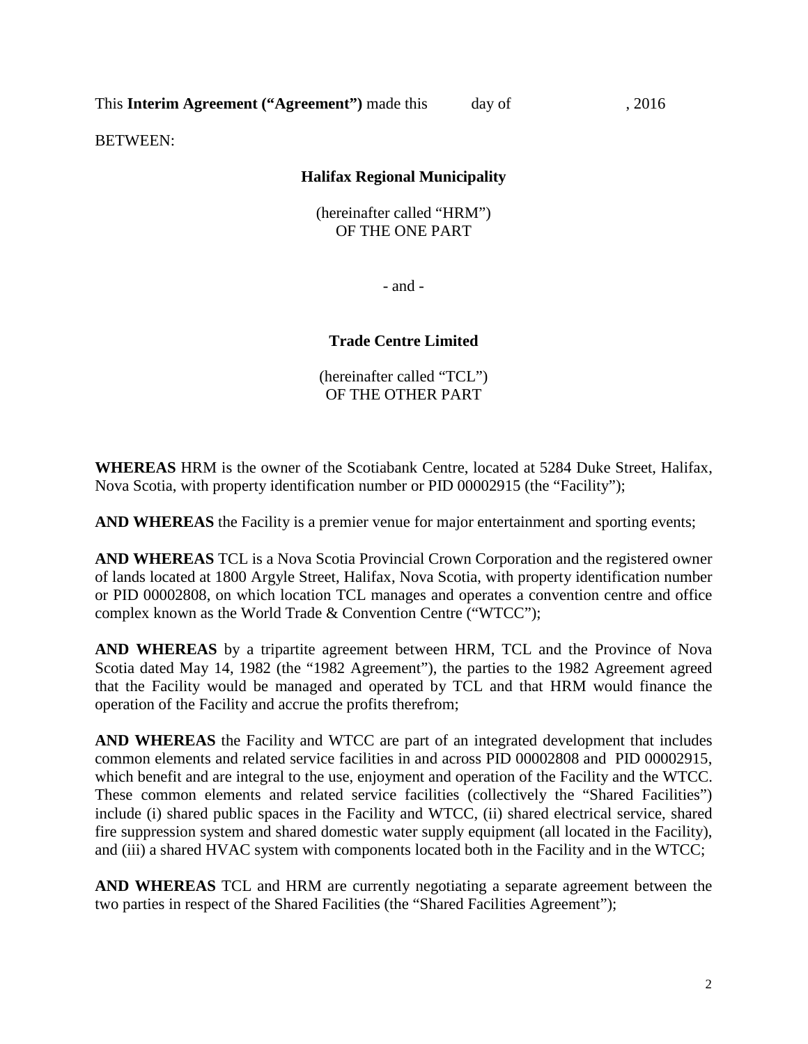This **Interim Agreement ("Agreement")** made this day of , 2016

BETWEEN:

**Halifax Regional Municipality**

(hereinafter called "HRM")
OF THE ONE PART

- and -

**Trade Centre Limited**

(hereinafter called "TCL")
OF THE OTHER PART

**WHEREAS** HRM is the owner of the Scotiabank Centre, located at 5284 Duke Street, Halifax, Nova Scotia, with property identification number or PID 00002915 (the "Facility");

**AND WHEREAS** the Facility is a premier venue for major entertainment and sporting events;

**AND WHEREAS** TCL is a Nova Scotia Provincial Crown Corporation and the registered owner of lands located at 1800 Argyle Street, Halifax, Nova Scotia, with property identification number or PID 00002808, on which location TCL manages and operates a convention centre and office complex known as the World Trade & Convention Centre ("WTCC");

**AND WHEREAS** by a tripartite agreement between HRM, TCL and the Province of Nova Scotia dated May 14, 1982 (the "1982 Agreement"), the parties to the 1982 Agreement agreed that the Facility would be managed and operated by TCL and that HRM would finance the operation of the Facility and accrue the profits therefrom;

**AND WHEREAS** the Facility and WTCC are part of an integrated development that includes common elements and related service facilities in and across PID 00002808 and PID 00002915, which benefit and are integral to the use, enjoyment and operation of the Facility and the WTCC. These common elements and related service facilities (collectively the "Shared Facilities") include (i) shared public spaces in the Facility and WTCC, (ii) shared electrical service, shared fire suppression system and shared domestic water supply equipment (all located in the Facility), and (iii) a shared HVAC system with components located both in the Facility and in the WTCC;

**AND WHEREAS** TCL and HRM are currently negotiating a separate agreement between the two parties in respect of the Shared Facilities (the "Shared Facilities Agreement");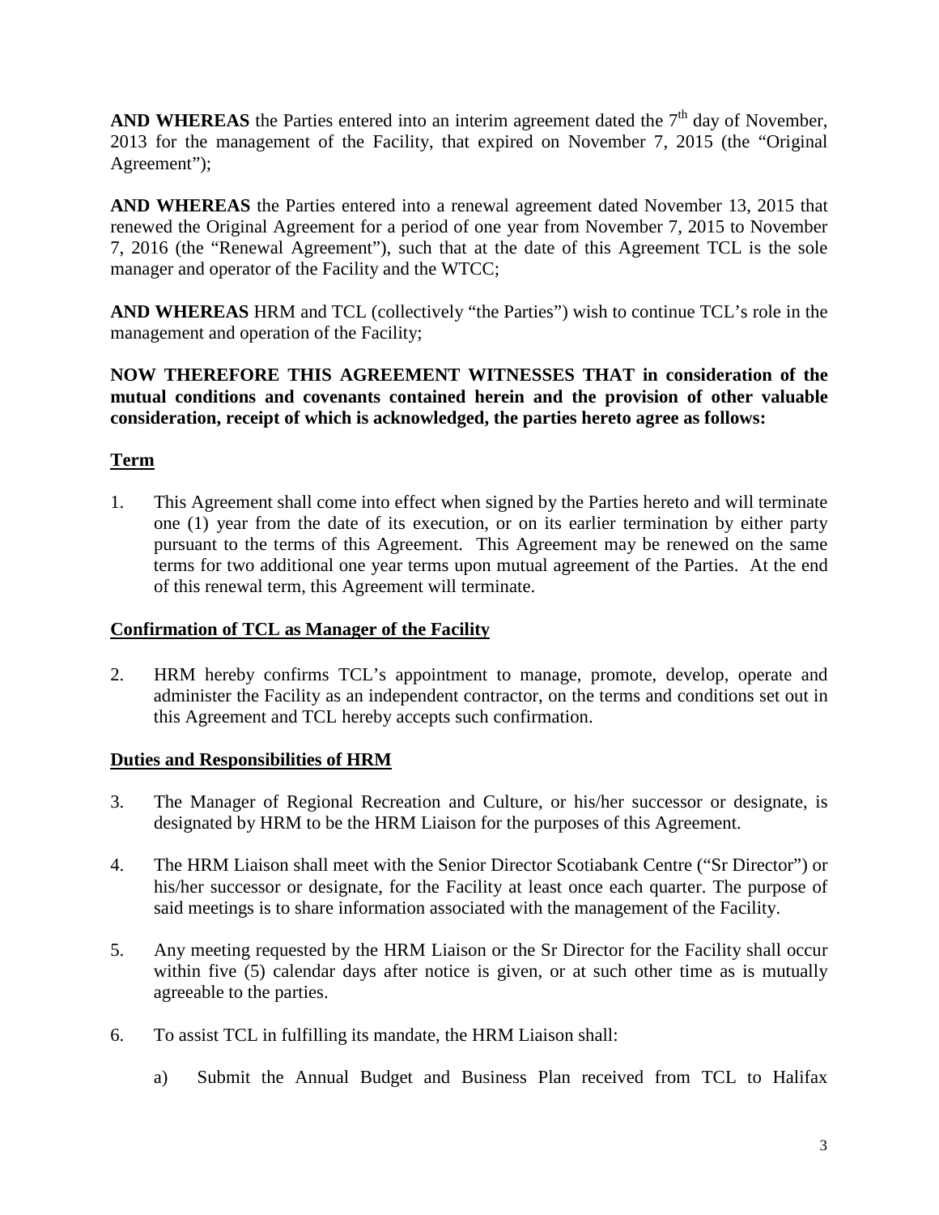**AND WHEREAS** the Parties entered into an interim agreement dated the 7th day of November, 2013 for the management of the Facility, that expired on November 7, 2015 (the "Original Agreement");

**AND WHEREAS** the Parties entered into a renewal agreement dated November 13, 2015 that renewed the Original Agreement for a period of one year from November 7, 2015 to November 7, 2016 (the "Renewal Agreement"), such that at the date of this Agreement TCL is the sole manager and operator of the Facility and the WTCC;

**AND WHEREAS** HRM and TCL (collectively "the Parties") wish to continue TCL's role in the management and operation of the Facility;

**NOW THEREFORE THIS AGREEMENT WITNESSES THAT in consideration of the mutual conditions and covenants contained herein and the provision of other valuable consideration, receipt of which is acknowledged, the parties hereto agree as follows:**

## Term

1. This Agreement shall come into effect when signed by the Parties hereto and will terminate one (1) year from the date of its execution, or on its earlier termination by either party pursuant to the terms of this Agreement. This Agreement may be renewed on the same terms for two additional one year terms upon mutual agreement of the Parties. At the end of this renewal term, this Agreement will terminate.

## Confirmation of TCL as Manager of the Facility

2. HRM hereby confirms TCL's appointment to manage, promote, develop, operate and administer the Facility as an independent contractor, on the terms and conditions set out in this Agreement and TCL hereby accepts such confirmation.

## Duties and Responsibilities of HRM

3. The Manager of Regional Recreation and Culture, or his/her successor or designate, is designated by HRM to be the HRM Liaison for the purposes of this Agreement.

4. The HRM Liaison shall meet with the Senior Director Scotiabank Centre ("Sr Director") or his/her successor or designate, for the Facility at least once each quarter. The purpose of said meetings is to share information associated with the management of the Facility.

5. Any meeting requested by the HRM Liaison or the Sr Director for the Facility shall occur within five (5) calendar days after notice is given, or at such other time as is mutually agreeable to the parties.

6. To assist TCL in fulfilling its mandate, the HRM Liaison shall:

   a) Submit the Annual Budget and Business Plan received from TCL to Halifax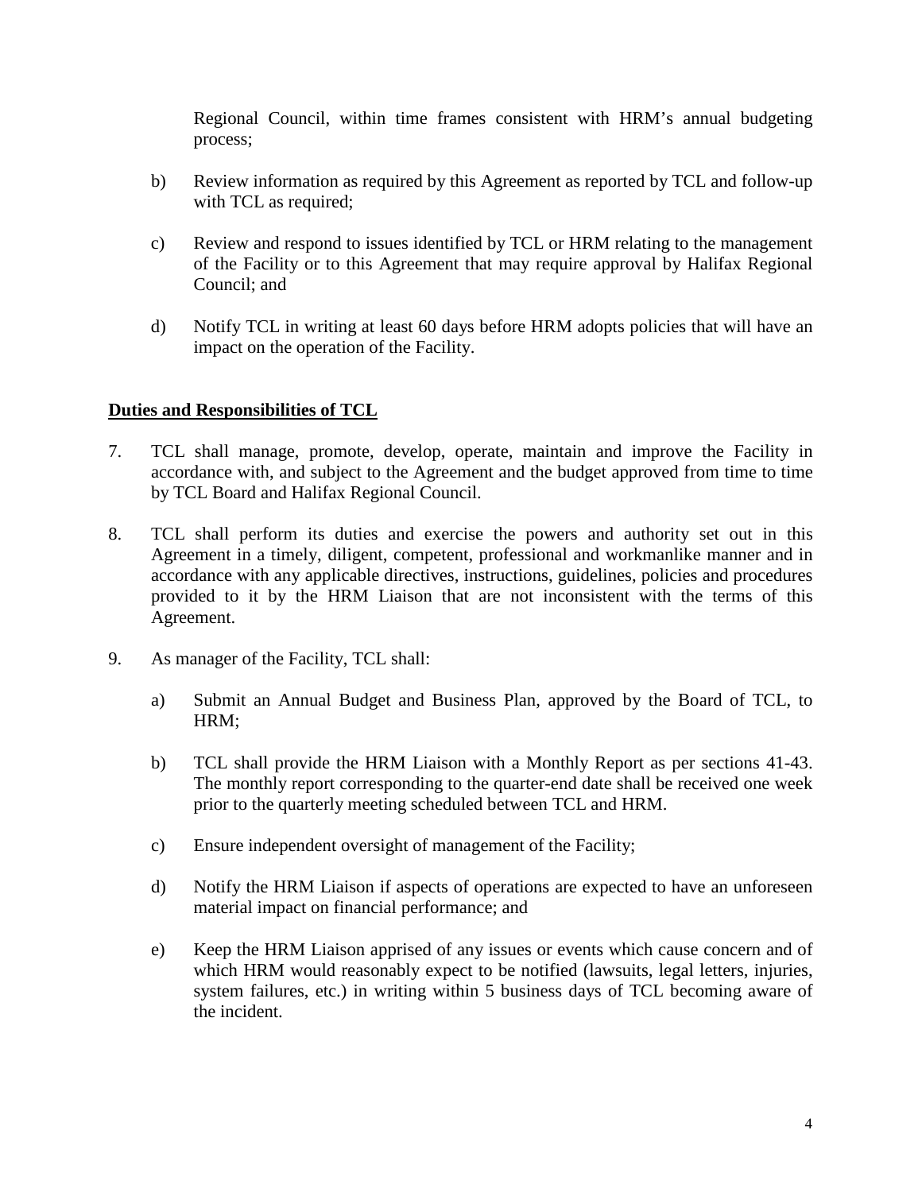Regional Council, within time frames consistent with HRM's annual budgeting process;

b) Review information as required by this Agreement as reported by TCL and follow-up with TCL as required;

c) Review and respond to issues identified by TCL or HRM relating to the management of the Facility or to this Agreement that may require approval by Halifax Regional Council; and

d) Notify TCL in writing at least 60 days before HRM adopts policies that will have an impact on the operation of the Facility.

**Duties and Responsibilities of TCL**

7. TCL shall manage, promote, develop, operate, maintain and improve the Facility in accordance with, and subject to the Agreement and the budget approved from time to time by TCL Board and Halifax Regional Council.

8. TCL shall perform its duties and exercise the powers and authority set out in this Agreement in a timely, diligent, competent, professional and workmanlike manner and in accordance with any applicable directives, instructions, guidelines, policies and procedures provided to it by the HRM Liaison that are not inconsistent with the terms of this Agreement.

9. As manager of the Facility, TCL shall:

   a) Submit an Annual Budget and Business Plan, approved by the Board of TCL, to HRM;

   b) TCL shall provide the HRM Liaison with a Monthly Report as per sections 41-43. The monthly report corresponding to the quarter-end date shall be received one week prior to the quarterly meeting scheduled between TCL and HRM.

   c) Ensure independent oversight of management of the Facility;

   d) Notify the HRM Liaison if aspects of operations are expected to have an unforeseen material impact on financial performance; and

   e) Keep the HRM Liaison apprised of any issues or events which cause concern and of which HRM would reasonably expect to be notified (lawsuits, legal letters, injuries, system failures, etc.) in writing within 5 business days of TCL becoming aware of the incident.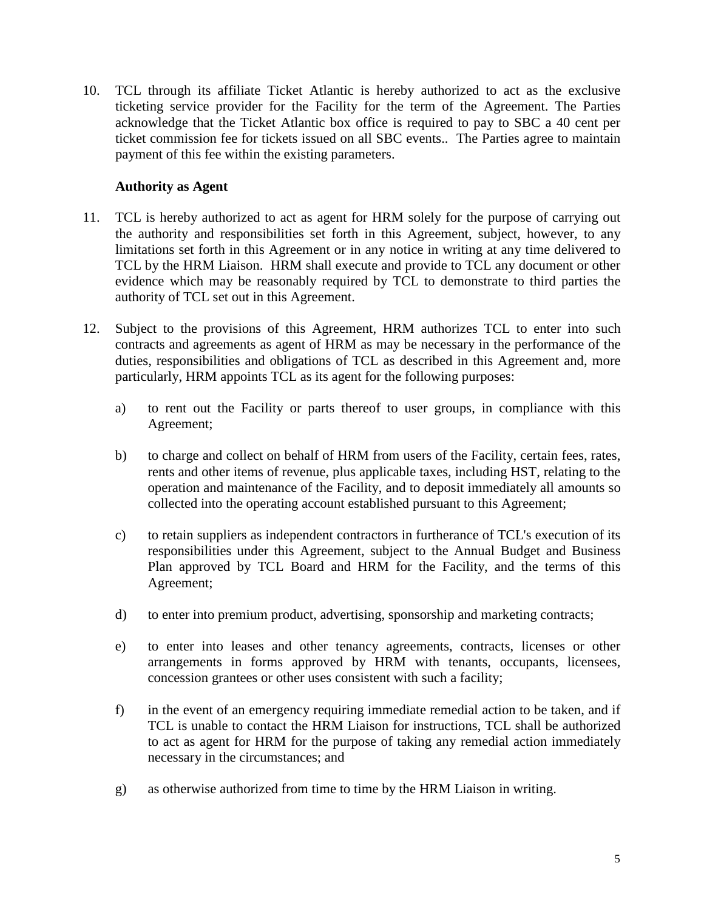10. TCL through its affiliate Ticket Atlantic is hereby authorized to act as the exclusive ticketing service provider for the Facility for the term of the Agreement. The Parties acknowledge that the Ticket Atlantic box office is required to pay to SBC a 40 cent per ticket commission fee for tickets issued on all SBC events.. The Parties agree to maintain payment of this fee within the existing parameters.

**Authority as Agent**

11. TCL is hereby authorized to act as agent for HRM solely for the purpose of carrying out the authority and responsibilities set forth in this Agreement, subject, however, to any limitations set forth in this Agreement or in any notice in writing at any time delivered to TCL by the HRM Liaison. HRM shall execute and provide to TCL any document or other evidence which may be reasonably required by TCL to demonstrate to third parties the authority of TCL set out in this Agreement.

12. Subject to the provisions of this Agreement, HRM authorizes TCL to enter into such contracts and agreements as agent of HRM as may be necessary in the performance of the duties, responsibilities and obligations of TCL as described in this Agreement and, more particularly, HRM appoints TCL as its agent for the following purposes:

    a) to rent out the Facility or parts thereof to user groups, in compliance with this Agreement;

    b) to charge and collect on behalf of HRM from users of the Facility, certain fees, rates, rents and other items of revenue, plus applicable taxes, including HST, relating to the operation and maintenance of the Facility, and to deposit immediately all amounts so collected into the operating account established pursuant to this Agreement;

    c) to retain suppliers as independent contractors in furtherance of TCL's execution of its responsibilities under this Agreement, subject to the Annual Budget and Business Plan approved by TCL Board and HRM for the Facility, and the terms of this Agreement;

    d) to enter into premium product, advertising, sponsorship and marketing contracts;

    e) to enter into leases and other tenancy agreements, contracts, licenses or other arrangements in forms approved by HRM with tenants, occupants, licensees, concession grantees or other uses consistent with such a facility;

    f) in the event of an emergency requiring immediate remedial action to be taken, and if TCL is unable to contact the HRM Liaison for instructions, TCL shall be authorized to act as agent for HRM for the purpose of taking any remedial action immediately necessary in the circumstances; and

    g) as otherwise authorized from time to time by the HRM Liaison in writing.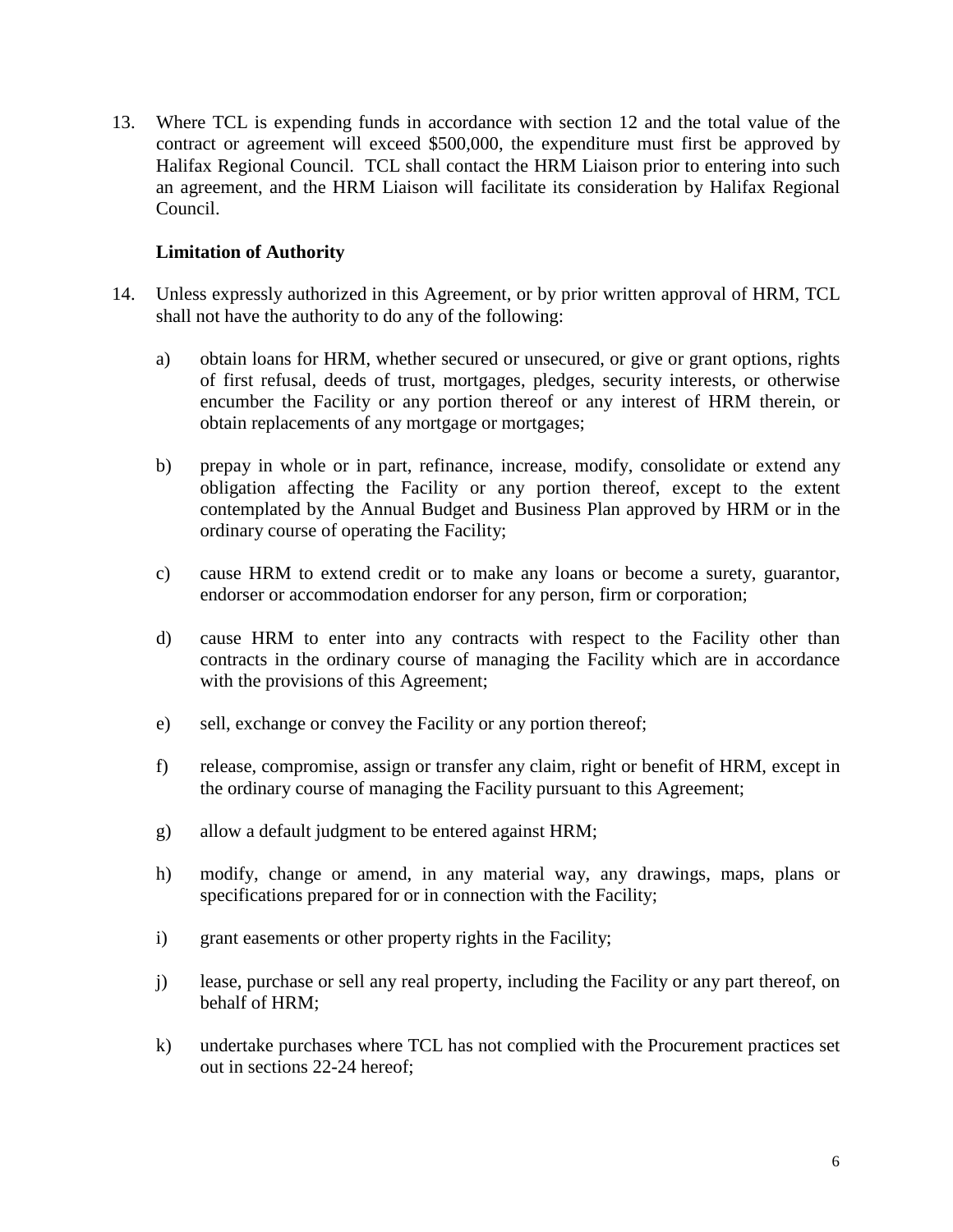13. Where TCL is expending funds in accordance with section 12 and the total value of the contract or agreement will exceed $500,000, the expenditure must first be approved by Halifax Regional Council. TCL shall contact the HRM Liaison prior to entering into such an agreement, and the HRM Liaison will facilitate its consideration by Halifax Regional Council.

**Limitation of Authority**

14. Unless expressly authorized in this Agreement, or by prior written approval of HRM, TCL shall not have the authority to do any of the following:

    a) obtain loans for HRM, whether secured or unsecured, or give or grant options, rights of first refusal, deeds of trust, mortgages, pledges, security interests, or otherwise encumber the Facility or any portion thereof or any interest of HRM therein, or obtain replacements of any mortgage or mortgages;

    b) prepay in whole or in part, refinance, increase, modify, consolidate or extend any obligation affecting the Facility or any portion thereof, except to the extent contemplated by the Annual Budget and Business Plan approved by HRM or in the ordinary course of operating the Facility;

    c) cause HRM to extend credit or to make any loans or become a surety, guarantor, endorser or accommodation endorser for any person, firm or corporation;

    d) cause HRM to enter into any contracts with respect to the Facility other than contracts in the ordinary course of managing the Facility which are in accordance with the provisions of this Agreement;

    e) sell, exchange or convey the Facility or any portion thereof;

    f) release, compromise, assign or transfer any claim, right or benefit of HRM, except in the ordinary course of managing the Facility pursuant to this Agreement;

    g) allow a default judgment to be entered against HRM;

    h) modify, change or amend, in any material way, any drawings, maps, plans or specifications prepared for or in connection with the Facility;

    i) grant easements or other property rights in the Facility;

    j) lease, purchase or sell any real property, including the Facility or any part thereof, on behalf of HRM;

    k) undertake purchases where TCL has not complied with the Procurement practices set out in sections 22-24 hereof;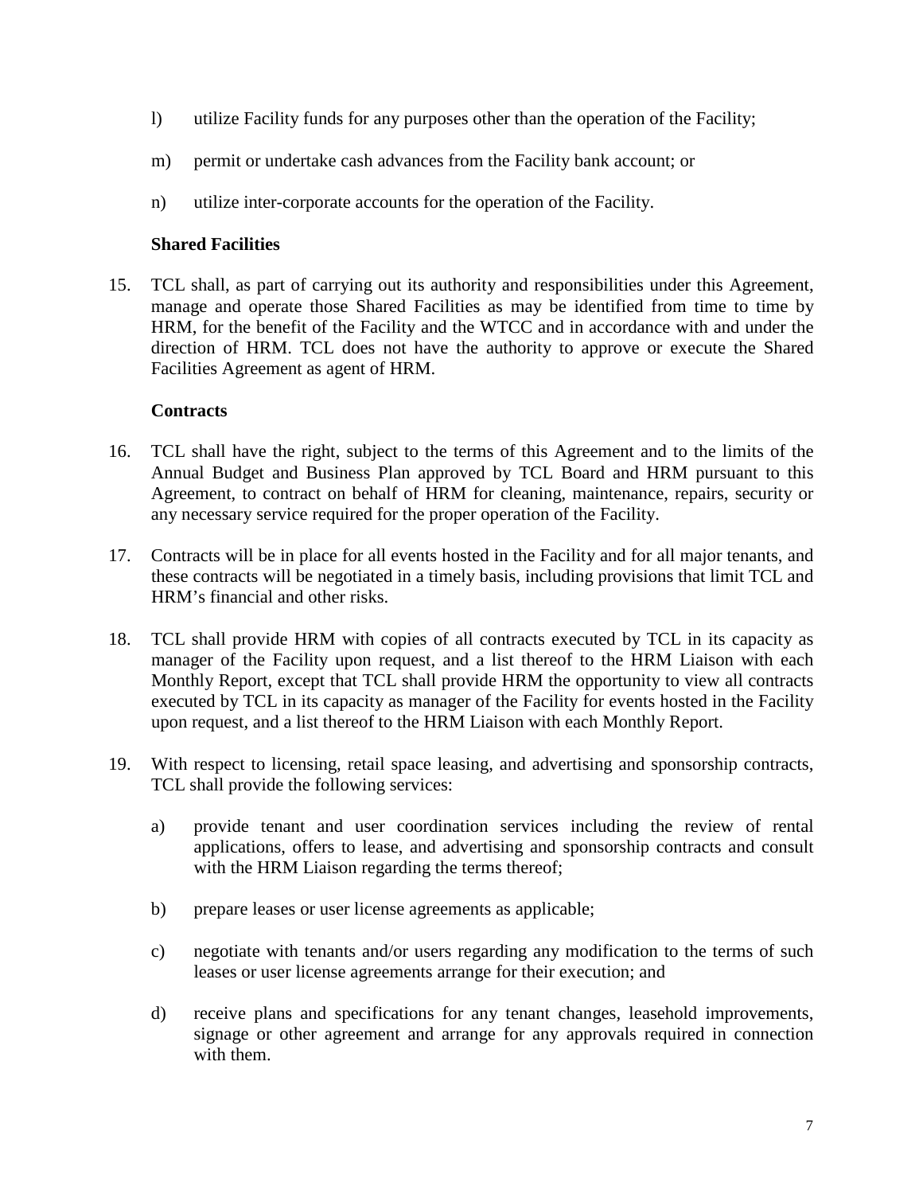l) utilize Facility funds for any purposes other than the operation of the Facility;

m) permit or undertake cash advances from the Facility bank account; or

n) utilize inter-corporate accounts for the operation of the Facility.

**Shared Facilities**

15. TCL shall, as part of carrying out its authority and responsibilities under this Agreement, manage and operate those Shared Facilities as may be identified from time to time by HRM, for the benefit of the Facility and the WTCC and in accordance with and under the direction of HRM. TCL does not have the authority to approve or execute the Shared Facilities Agreement as agent of HRM.

**Contracts**

16. TCL shall have the right, subject to the terms of this Agreement and to the limits of the Annual Budget and Business Plan approved by TCL Board and HRM pursuant to this Agreement, to contract on behalf of HRM for cleaning, maintenance, repairs, security or any necessary service required for the proper operation of the Facility.

17. Contracts will be in place for all events hosted in the Facility and for all major tenants, and these contracts will be negotiated in a timely basis, including provisions that limit TCL and HRM's financial and other risks.

18. TCL shall provide HRM with copies of all contracts executed by TCL in its capacity as manager of the Facility upon request, and a list thereof to the HRM Liaison with each Monthly Report, except that TCL shall provide HRM the opportunity to view all contracts executed by TCL in its capacity as manager of the Facility for events hosted in the Facility upon request, and a list thereof to the HRM Liaison with each Monthly Report.

19. With respect to licensing, retail space leasing, and advertising and sponsorship contracts, TCL shall provide the following services:

    a) provide tenant and user coordination services including the review of rental applications, offers to lease, and advertising and sponsorship contracts and consult with the HRM Liaison regarding the terms thereof;

    b) prepare leases or user license agreements as applicable;

    c) negotiate with tenants and/or users regarding any modification to the terms of such leases or user license agreements arrange for their execution; and

    d) receive plans and specifications for any tenant changes, leasehold improvements, signage or other agreement and arrange for any approvals required in connection with them.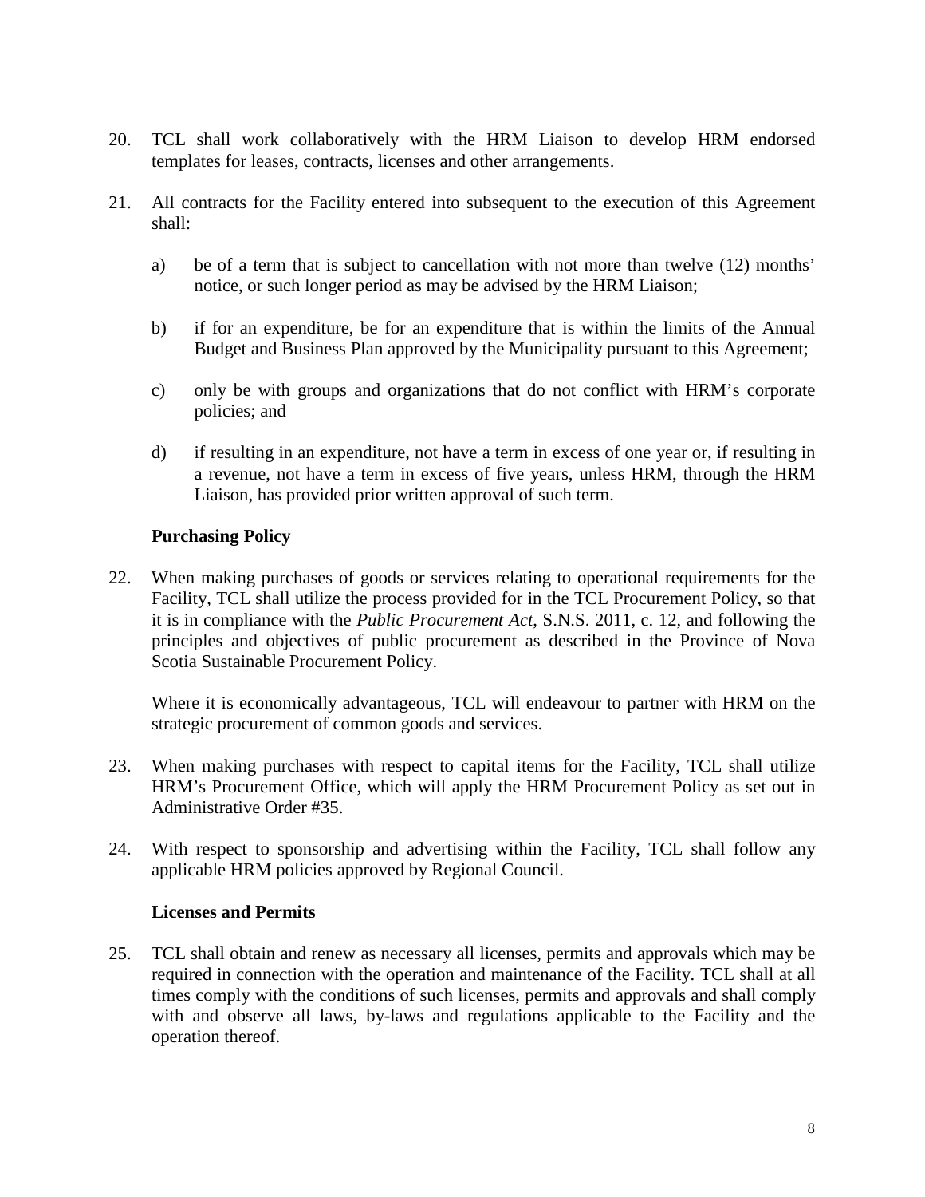20. TCL shall work collaboratively with the HRM Liaison to develop HRM endorsed templates for leases, contracts, licenses and other arrangements.

21. All contracts for the Facility entered into subsequent to the execution of this Agreement shall:

    a) be of a term that is subject to cancellation with not more than twelve (12) months' notice, or such longer period as may be advised by the HRM Liaison;

    b) if for an expenditure, be for an expenditure that is within the limits of the Annual Budget and Business Plan approved by the Municipality pursuant to this Agreement;

    c) only be with groups and organizations that do not conflict with HRM's corporate policies; and

    d) if resulting in an expenditure, not have a term in excess of one year or, if resulting in a revenue, not have a term in excess of five years, unless HRM, through the HRM Liaison, has provided prior written approval of such term.

**Purchasing Policy**

22. When making purchases of goods or services relating to operational requirements for the Facility, TCL shall utilize the process provided for in the TCL Procurement Policy, so that it is in compliance with the *Public Procurement Act*, S.N.S. 2011, c. 12, and following the principles and objectives of public procurement as described in the Province of Nova Scotia Sustainable Procurement Policy.

    Where it is economically advantageous, TCL will endeavour to partner with HRM on the strategic procurement of common goods and services.

23. When making purchases with respect to capital items for the Facility, TCL shall utilize HRM's Procurement Office, which will apply the HRM Procurement Policy as set out in Administrative Order #35.

24. With respect to sponsorship and advertising within the Facility, TCL shall follow any applicable HRM policies approved by Regional Council.

**Licenses and Permits**

25. TCL shall obtain and renew as necessary all licenses, permits and approvals which may be required in connection with the operation and maintenance of the Facility. TCL shall at all times comply with the conditions of such licenses, permits and approvals and shall comply with and observe all laws, by-laws and regulations applicable to the Facility and the operation thereof.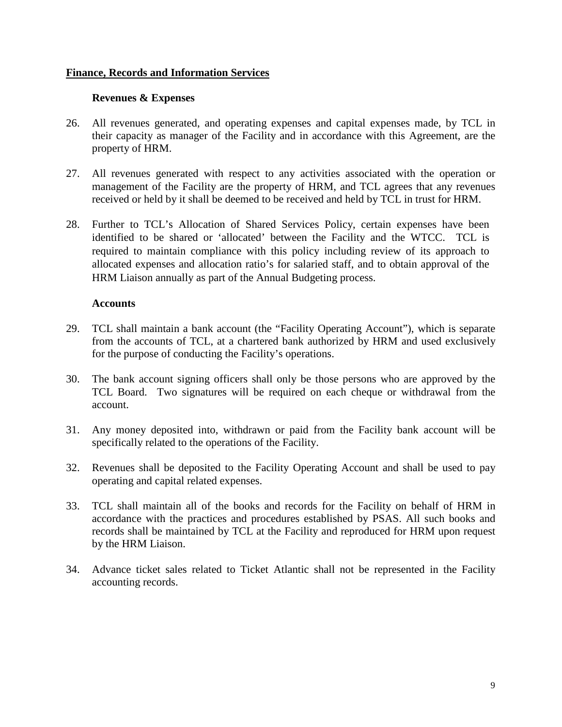## Finance, Records and Information Services

### Revenues & Expenses

26. All revenues generated, and operating expenses and capital expenses made, by TCL in their capacity as manager of the Facility and in accordance with this Agreement, are the property of HRM.

27. All revenues generated with respect to any activities associated with the operation or management of the Facility are the property of HRM, and TCL agrees that any revenues received or held by it shall be deemed to be received and held by TCL in trust for HRM.

28. Further to TCL's Allocation of Shared Services Policy, certain expenses have been identified to be shared or 'allocated' between the Facility and the WTCC. TCL is required to maintain compliance with this policy including review of its approach to allocated expenses and allocation ratio's for salaried staff, and to obtain approval of the HRM Liaison annually as part of the Annual Budgeting process.

### Accounts

29. TCL shall maintain a bank account (the "Facility Operating Account"), which is separate from the accounts of TCL, at a chartered bank authorized by HRM and used exclusively for the purpose of conducting the Facility's operations.

30. The bank account signing officers shall only be those persons who are approved by the TCL Board. Two signatures will be required on each cheque or withdrawal from the account.

31. Any money deposited into, withdrawn or paid from the Facility bank account will be specifically related to the operations of the Facility.

32. Revenues shall be deposited to the Facility Operating Account and shall be used to pay operating and capital related expenses.

33. TCL shall maintain all of the books and records for the Facility on behalf of HRM in accordance with the practices and procedures established by PSAS. All such books and records shall be maintained by TCL at the Facility and reproduced for HRM upon request by the HRM Liaison.

34. Advance ticket sales related to Ticket Atlantic shall not be represented in the Facility accounting records.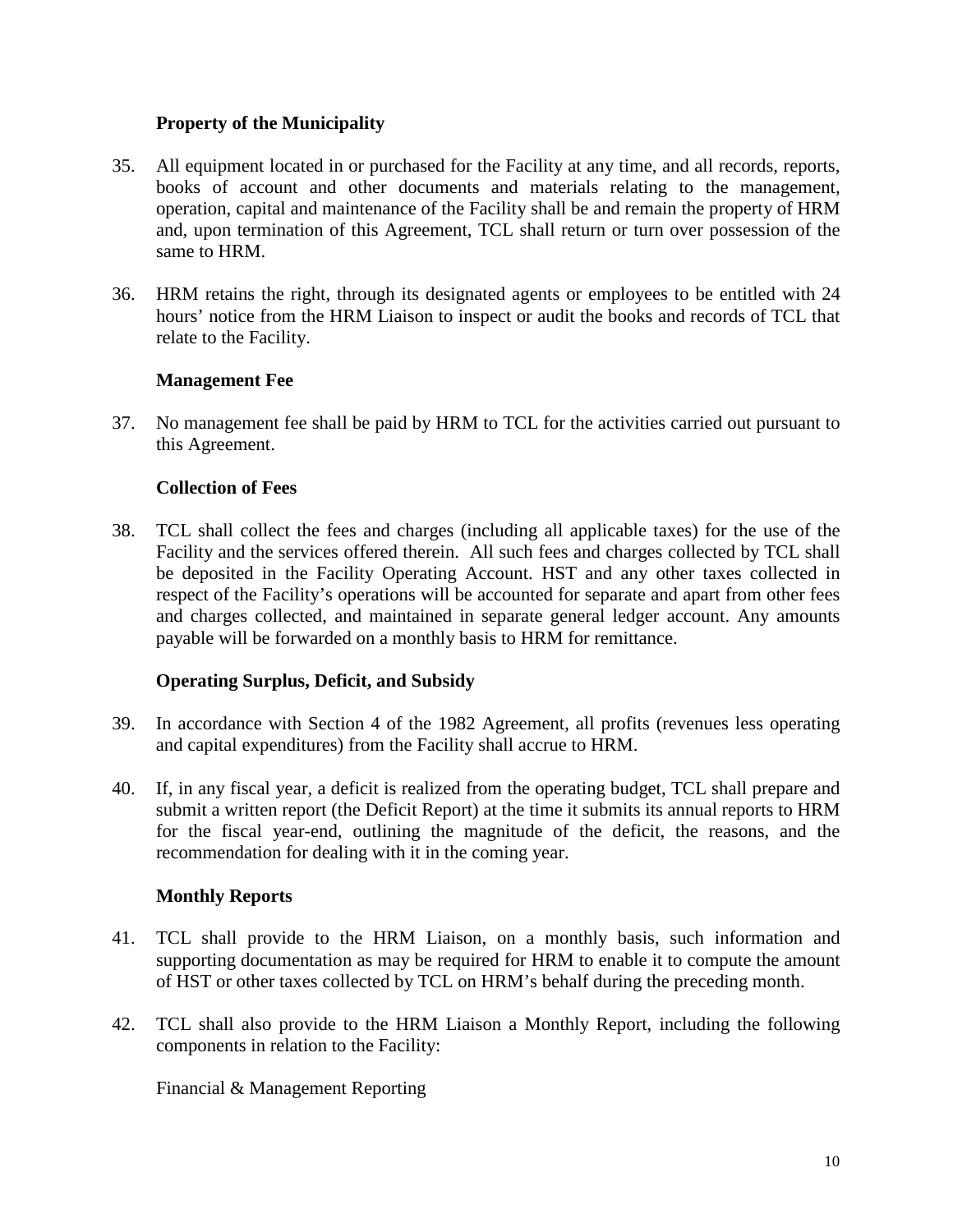### Property of the Municipality

35. All equipment located in or purchased for the Facility at any time, and all records, reports, books of account and other documents and materials relating to the management, operation, capital and maintenance of the Facility shall be and remain the property of HRM and, upon termination of this Agreement, TCL shall return or turn over possession of the same to HRM.

36. HRM retains the right, through its designated agents or employees to be entitled with 24 hours' notice from the HRM Liaison to inspect or audit the books and records of TCL that relate to the Facility.

### Management Fee

37. No management fee shall be paid by HRM to TCL for the activities carried out pursuant to this Agreement.

### Collection of Fees

38. TCL shall collect the fees and charges (including all applicable taxes) for the use of the Facility and the services offered therein. All such fees and charges collected by TCL shall be deposited in the Facility Operating Account. HST and any other taxes collected in respect of the Facility's operations will be accounted for separate and apart from other fees and charges collected, and maintained in separate general ledger account. Any amounts payable will be forwarded on a monthly basis to HRM for remittance.

### Operating Surplus, Deficit, and Subsidy

39. In accordance with Section 4 of the 1982 Agreement, all profits (revenues less operating and capital expenditures) from the Facility shall accrue to HRM.

40. If, in any fiscal year, a deficit is realized from the operating budget, TCL shall prepare and submit a written report (the Deficit Report) at the time it submits its annual reports to HRM for the fiscal year-end, outlining the magnitude of the deficit, the reasons, and the recommendation for dealing with it in the coming year.

### Monthly Reports

41. TCL shall provide to the HRM Liaison, on a monthly basis, such information and supporting documentation as may be required for HRM to enable it to compute the amount of HST or other taxes collected by TCL on HRM's behalf during the preceding month.

42. TCL shall also provide to the HRM Liaison a Monthly Report, including the following components in relation to the Facility:

    Financial & Management Reporting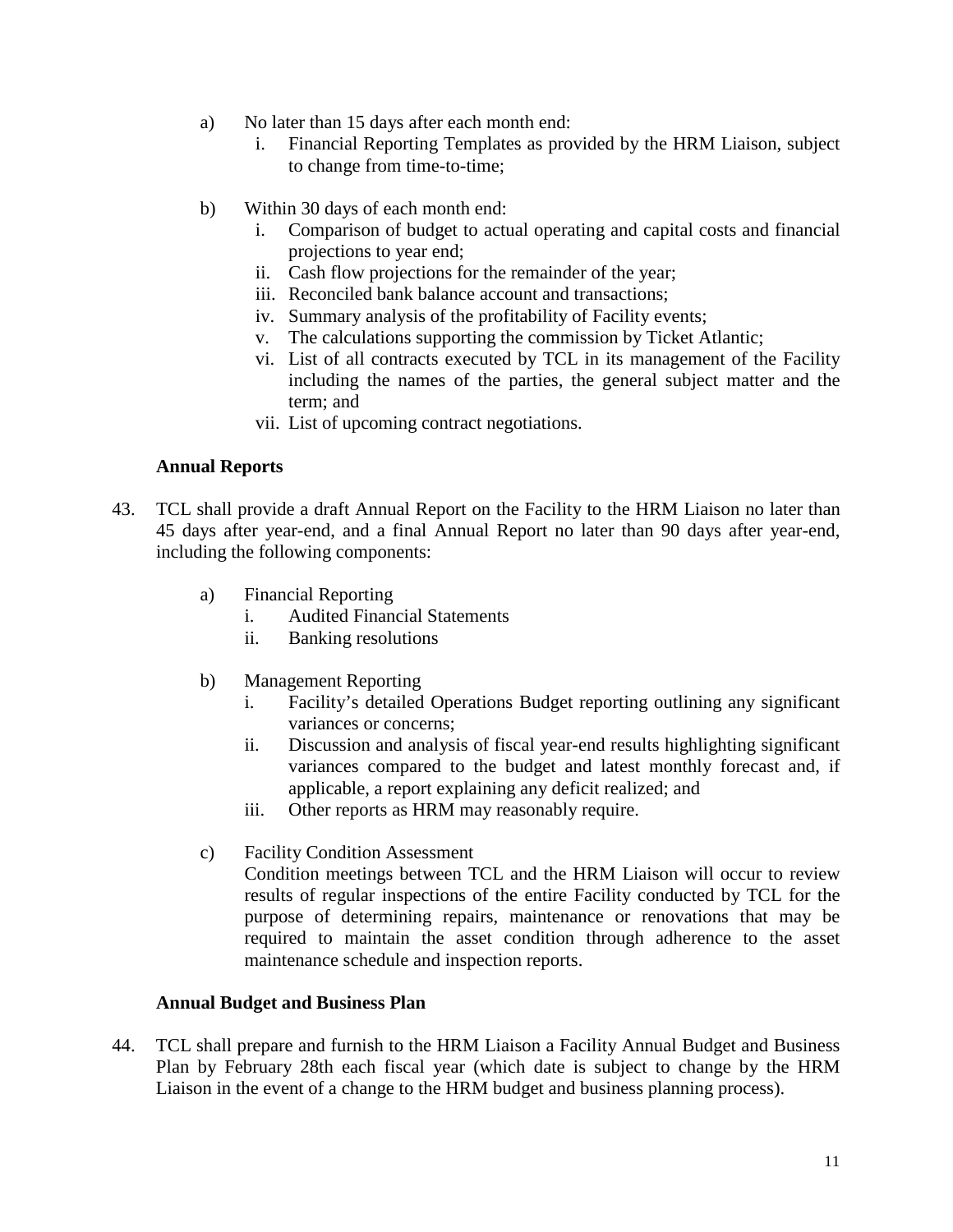a) No later than 15 days after each month end:
   i. Financial Reporting Templates as provided by the HRM Liaison, subject to change from time-to-time;

b) Within 30 days of each month end:
   i. Comparison of budget to actual operating and capital costs and financial projections to year end;
   ii. Cash flow projections for the remainder of the year;
   iii. Reconciled bank balance account and transactions;
   iv. Summary analysis of the profitability of Facility events;
   v. The calculations supporting the commission by Ticket Atlantic;
   vi. List of all contracts executed by TCL in its management of the Facility including the names of the parties, the general subject matter and the term; and
   vii. List of upcoming contract negotiations.

**Annual Reports**

43. TCL shall provide a draft Annual Report on the Facility to the HRM Liaison no later than 45 days after year-end, and a final Annual Report no later than 90 days after year-end, including the following components:

   a) Financial Reporting
      i. Audited Financial Statements
      ii. Banking resolutions

   b) Management Reporting
      i. Facility's detailed Operations Budget reporting outlining any significant variances or concerns;
      ii. Discussion and analysis of fiscal year-end results highlighting significant variances compared to the budget and latest monthly forecast and, if applicable, a report explaining any deficit realized; and
      iii. Other reports as HRM may reasonably require.

   c) Facility Condition Assessment
      Condition meetings between TCL and the HRM Liaison will occur to review results of regular inspections of the entire Facility conducted by TCL for the purpose of determining repairs, maintenance or renovations that may be required to maintain the asset condition through adherence to the asset maintenance schedule and inspection reports.

**Annual Budget and Business Plan**

44. TCL shall prepare and furnish to the HRM Liaison a Facility Annual Budget and Business Plan by February 28th each fiscal year (which date is subject to change by the HRM Liaison in the event of a change to the HRM budget and business planning process).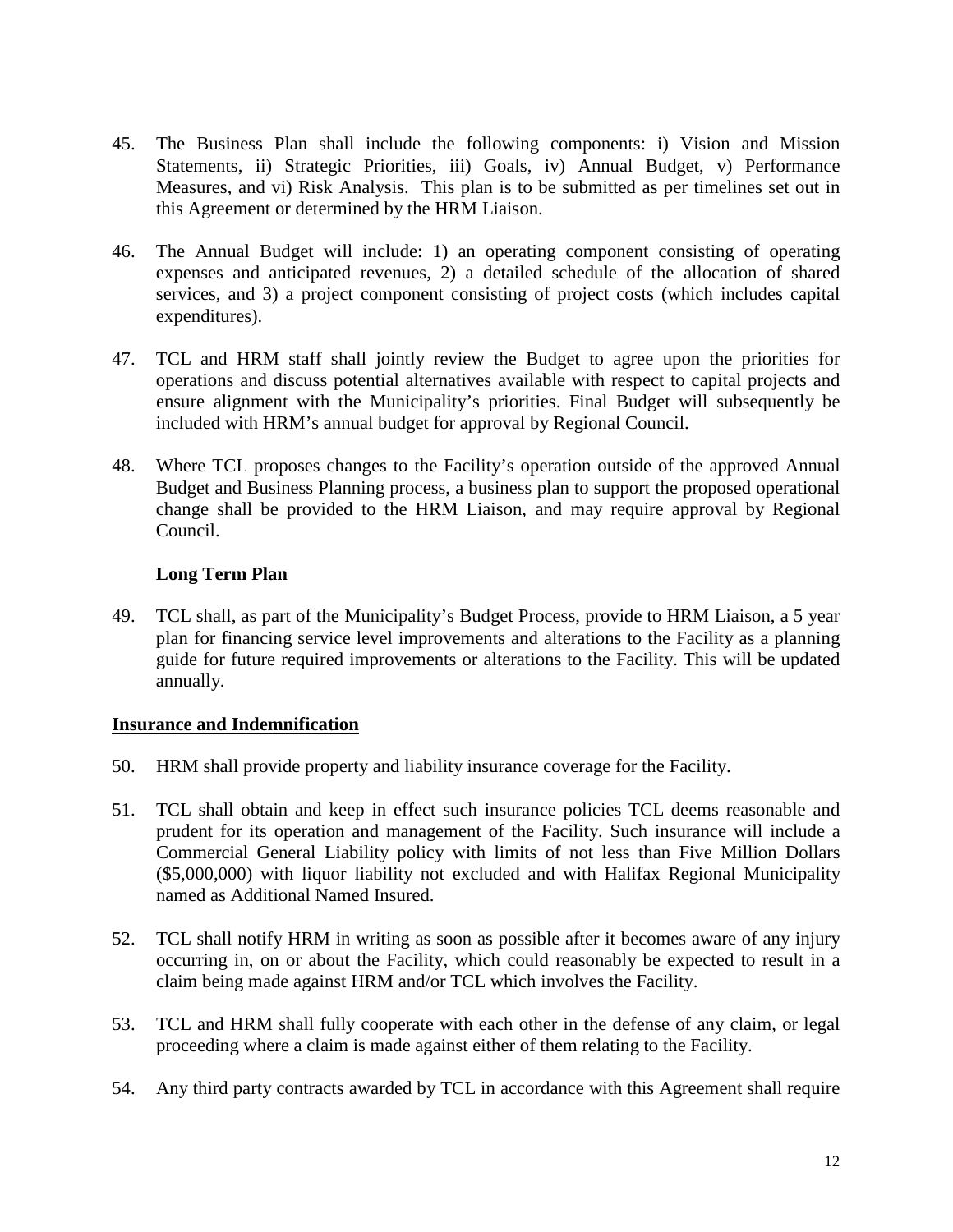45. The Business Plan shall include the following components: i) Vision and Mission Statements, ii) Strategic Priorities, iii) Goals, iv) Annual Budget, v) Performance Measures, and vi) Risk Analysis. This plan is to be submitted as per timelines set out in this Agreement or determined by the HRM Liaison.

46. The Annual Budget will include: 1) an operating component consisting of operating expenses and anticipated revenues, 2) a detailed schedule of the allocation of shared services, and 3) a project component consisting of project costs (which includes capital expenditures).

47. TCL and HRM staff shall jointly review the Budget to agree upon the priorities for operations and discuss potential alternatives available with respect to capital projects and ensure alignment with the Municipality's priorities. Final Budget will subsequently be included with HRM's annual budget for approval by Regional Council.

48. Where TCL proposes changes to the Facility's operation outside of the approved Annual Budget and Business Planning process, a business plan to support the proposed operational change shall be provided to the HRM Liaison, and may require approval by Regional Council.

**Long Term Plan**

49. TCL shall, as part of the Municipality's Budget Process, provide to HRM Liaison, a 5 year plan for financing service level improvements and alterations to the Facility as a planning guide for future required improvements or alterations to the Facility. This will be updated annually.

**Insurance and Indemnification**

50. HRM shall provide property and liability insurance coverage for the Facility.

51. TCL shall obtain and keep in effect such insurance policies TCL deems reasonable and prudent for its operation and management of the Facility. Such insurance will include a Commercial General Liability policy with limits of not less than Five Million Dollars ($5,000,000) with liquor liability not excluded and with Halifax Regional Municipality named as Additional Named Insured.

52. TCL shall notify HRM in writing as soon as possible after it becomes aware of any injury occurring in, on or about the Facility, which could reasonably be expected to result in a claim being made against HRM and/or TCL which involves the Facility.

53. TCL and HRM shall fully cooperate with each other in the defense of any claim, or legal proceeding where a claim is made against either of them relating to the Facility.

54. Any third party contracts awarded by TCL in accordance with this Agreement shall require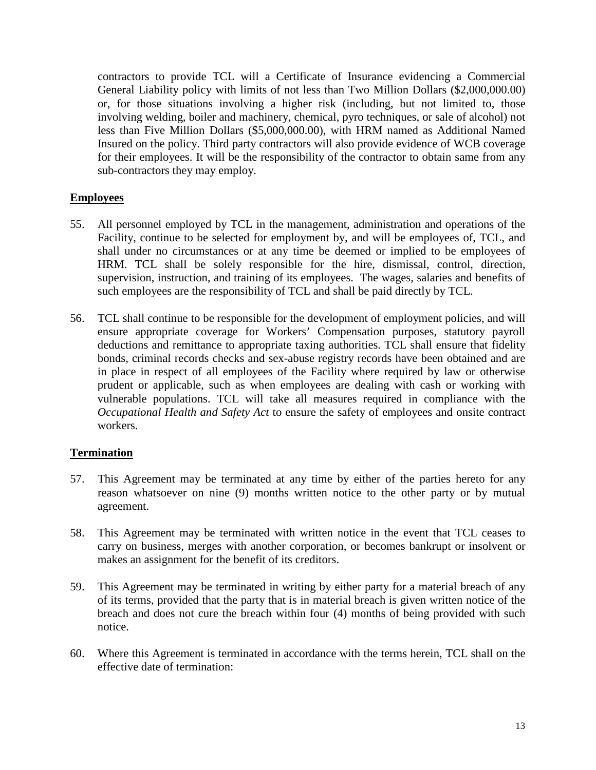contractors to provide TCL will a Certificate of Insurance evidencing a Commercial General Liability policy with limits of not less than Two Million Dollars ($2,000,000.00) or, for those situations involving a higher risk (including, but not limited to, those involving welding, boiler and machinery, chemical, pyro techniques, or sale of alcohol) not less than Five Million Dollars ($5,000,000.00), with HRM named as Additional Named Insured on the policy. Third party contractors will also provide evidence of WCB coverage for their employees. It will be the responsibility of the contractor to obtain same from any sub-contractors they may employ.

## Employees

55. All personnel employed by TCL in the management, administration and operations of the Facility, continue to be selected for employment by, and will be employees of, TCL, and shall under no circumstances or at any time be deemed or implied to be employees of HRM. TCL shall be solely responsible for the hire, dismissal, control, direction, supervision, instruction, and training of its employees. The wages, salaries and benefits of such employees are the responsibility of TCL and shall be paid directly by TCL.

56. TCL shall continue to be responsible for the development of employment policies, and will ensure appropriate coverage for Workers' Compensation purposes, statutory payroll deductions and remittance to appropriate taxing authorities. TCL shall ensure that fidelity bonds, criminal records checks and sex-abuse registry records have been obtained and are in place in respect of all employees of the Facility where required by law or otherwise prudent or applicable, such as when employees are dealing with cash or working with vulnerable populations. TCL will take all measures required in compliance with the *Occupational Health and Safety Act* to ensure the safety of employees and onsite contract workers.

## Termination

57. This Agreement may be terminated at any time by either of the parties hereto for any reason whatsoever on nine (9) months written notice to the other party or by mutual agreement.

58. This Agreement may be terminated with written notice in the event that TCL ceases to carry on business, merges with another corporation, or becomes bankrupt or insolvent or makes an assignment for the benefit of its creditors.

59. This Agreement may be terminated in writing by either party for a material breach of any of its terms, provided that the party that is in material breach is given written notice of the breach and does not cure the breach within four (4) months of being provided with such notice.

60. Where this Agreement is terminated in accordance with the terms herein, TCL shall on the effective date of termination: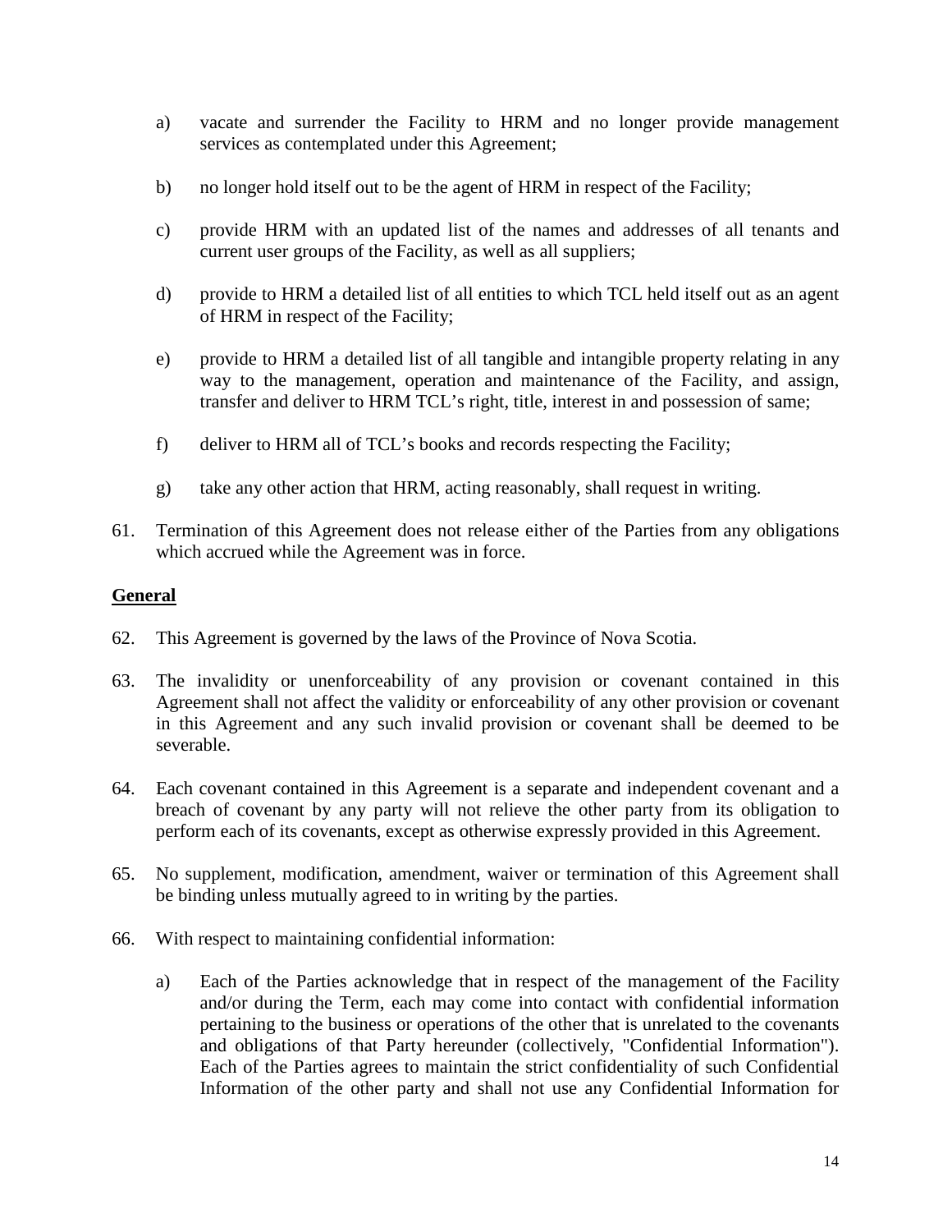a) vacate and surrender the Facility to HRM and no longer provide management services as contemplated under this Agreement;

b) no longer hold itself out to be the agent of HRM in respect of the Facility;

c) provide HRM with an updated list of the names and addresses of all tenants and current user groups of the Facility, as well as all suppliers;

d) provide to HRM a detailed list of all entities to which TCL held itself out as an agent of HRM in respect of the Facility;

e) provide to HRM a detailed list of all tangible and intangible property relating in any way to the management, operation and maintenance of the Facility, and assign, transfer and deliver to HRM TCL's right, title, interest in and possession of same;

f) deliver to HRM all of TCL's books and records respecting the Facility;

g) take any other action that HRM, acting reasonably, shall request in writing.

61. Termination of this Agreement does not release either of the Parties from any obligations which accrued while the Agreement was in force.

**General**

62. This Agreement is governed by the laws of the Province of Nova Scotia.

63. The invalidity or unenforceability of any provision or covenant contained in this Agreement shall not affect the validity or enforceability of any other provision or covenant in this Agreement and any such invalid provision or covenant shall be deemed to be severable.

64. Each covenant contained in this Agreement is a separate and independent covenant and a breach of covenant by any party will not relieve the other party from its obligation to perform each of its covenants, except as otherwise expressly provided in this Agreement.

65. No supplement, modification, amendment, waiver or termination of this Agreement shall be binding unless mutually agreed to in writing by the parties.

66. With respect to maintaining confidential information:

a) Each of the Parties acknowledge that in respect of the management of the Facility and/or during the Term, each may come into contact with confidential information pertaining to the business or operations of the other that is unrelated to the covenants and obligations of that Party hereunder (collectively, "Confidential Information"). Each of the Parties agrees to maintain the strict confidentiality of such Confidential Information of the other party and shall not use any Confidential Information for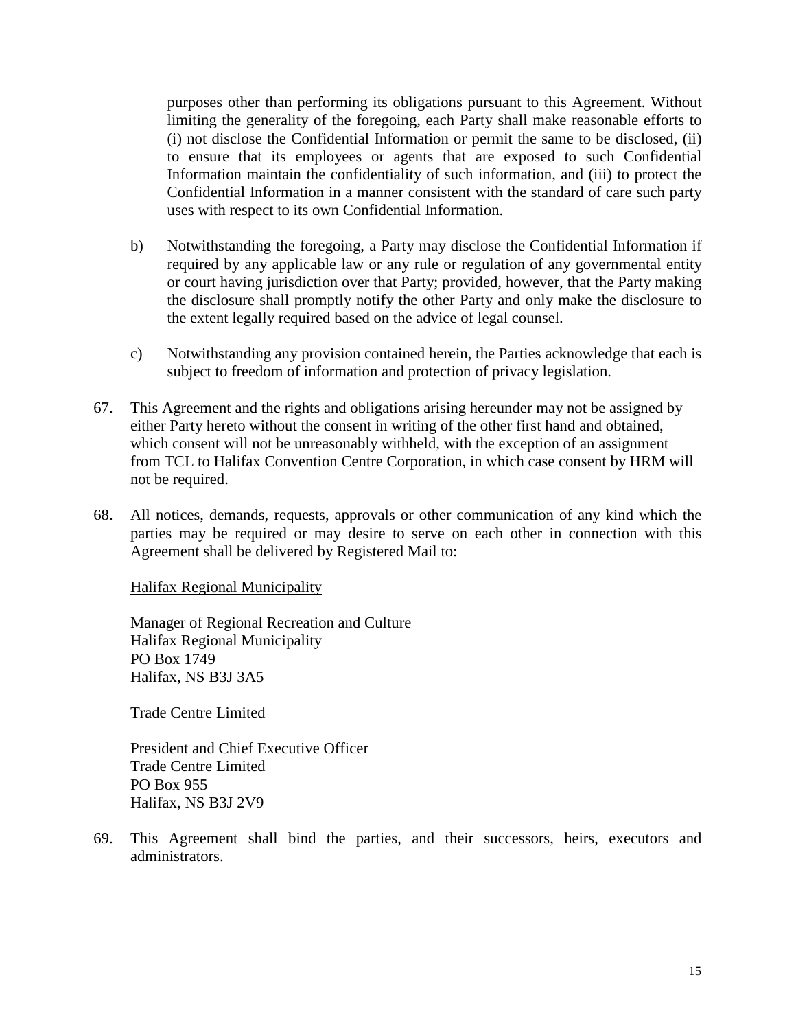purposes other than performing its obligations pursuant to this Agreement. Without limiting the generality of the foregoing, each Party shall make reasonable efforts to (i) not disclose the Confidential Information or permit the same to be disclosed, (ii) to ensure that its employees or agents that are exposed to such Confidential Information maintain the confidentiality of such information, and (iii) to protect the Confidential Information in a manner consistent with the standard of care such party uses with respect to its own Confidential Information.

b) Notwithstanding the foregoing, a Party may disclose the Confidential Information if required by any applicable law or any rule or regulation of any governmental entity or court having jurisdiction over that Party; provided, however, that the Party making the disclosure shall promptly notify the other Party and only make the disclosure to the extent legally required based on the advice of legal counsel.

c) Notwithstanding any provision contained herein, the Parties acknowledge that each is subject to freedom of information and protection of privacy legislation.

67. This Agreement and the rights and obligations arising hereunder may not be assigned by either Party hereto without the consent in writing of the other first hand and obtained, which consent will not be unreasonably withheld, with the exception of an assignment from TCL to Halifax Convention Centre Corporation, in which case consent by HRM will not be required.

68. All notices, demands, requests, approvals or other communication of any kind which the parties may be required or may desire to serve on each other in connection with this Agreement shall be delivered by Registered Mail to:

<u>Halifax Regional Municipality</u>

Manager of Regional Recreation and Culture
Halifax Regional Municipality
PO Box 1749
Halifax, NS B3J 3A5

<u>Trade Centre Limited</u>

President and Chief Executive Officer
Trade Centre Limited
PO Box 955
Halifax, NS B3J 2V9

69. This Agreement shall bind the parties, and their successors, heirs, executors and administrators.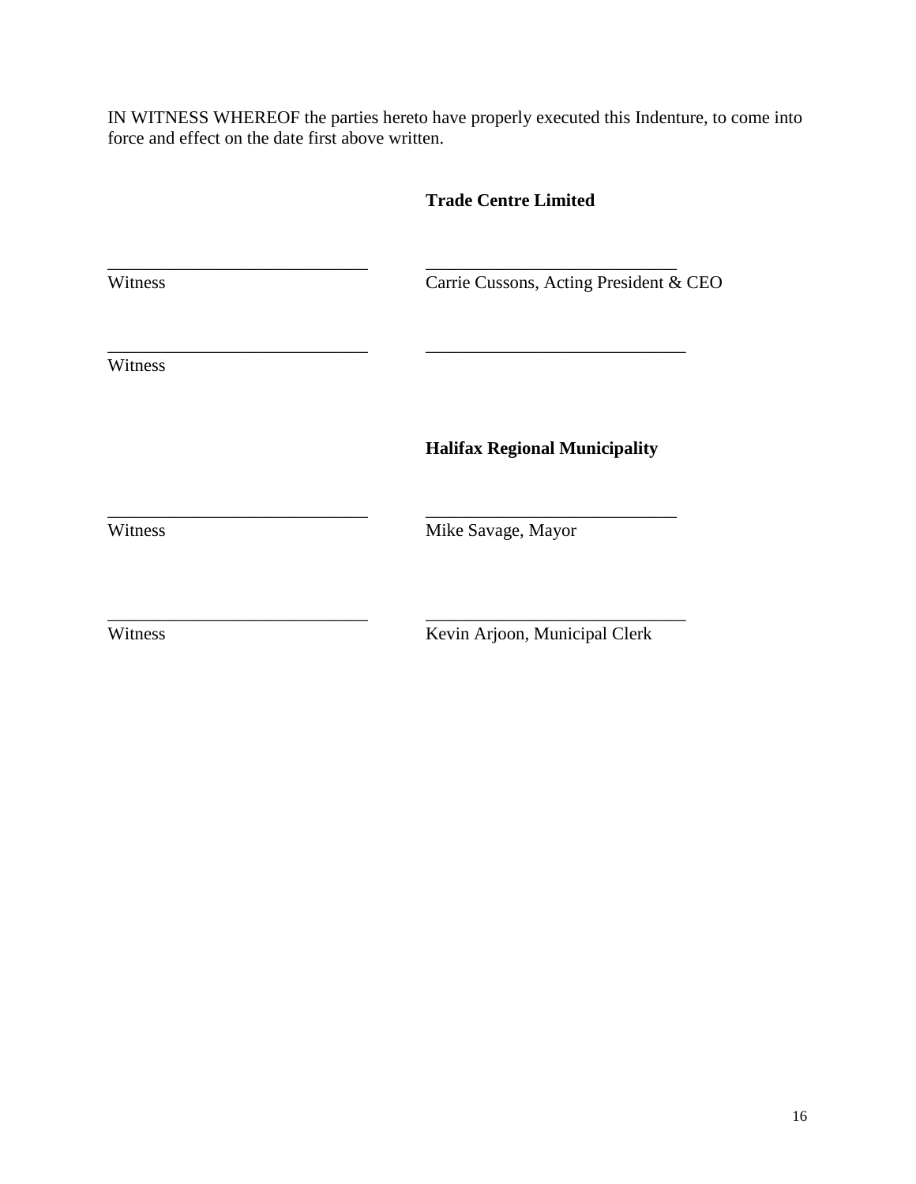IN WITNESS WHEREOF the parties hereto have properly executed this Indenture, to come into force and effect on the date first above written.

**Trade Centre Limited**

| | |
|---|---|
| ______________________________ | ______________________________ |
| Witness | Carrie Cussons, Acting President & CEO |
| ______________________________ | ______________________________ |
| Witness | |

**Halifax Regional Municipality**

| | |
|---|---|
| ______________________________ | ______________________________ |
| Witness | Mike Savage, Mayor |
| ______________________________ | ______________________________ |
| Witness | Kevin Arjoon, Municipal Clerk |